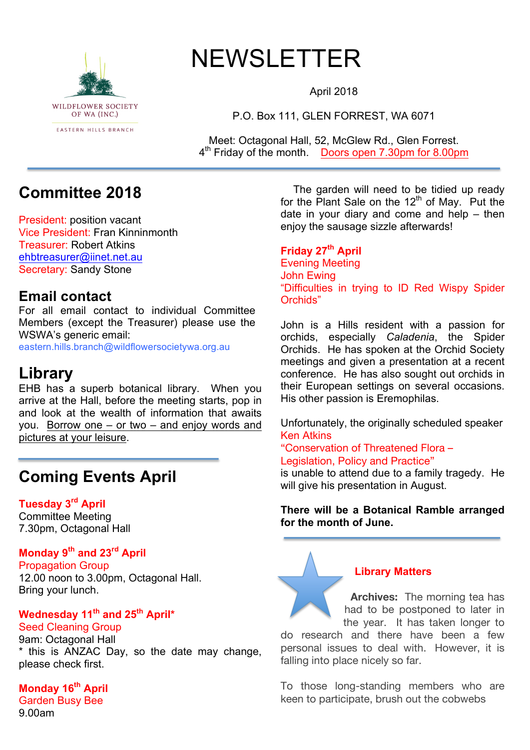WILDFLOWER SOCIETY OF WA (INC.)

EASTERN HILLS BRANCH

# NEWSLETTER

April 2018

P.O. Box 111, GLEN FORREST, WA 6071

Meet: Octagonal Hall, 52, McGlew Rd., Glen Forrest.
4th Friday of the month. Doors open 7.30pm for 8.00pm

## Committee 2018

President: position vacant
Vice President: Fran Kinninmonth
Treasurer: Robert Atkins
ehbtreasurer@iinet.net.au
Secretary: Sandy Stone

## Email contact

For all email contact to individual Committee Members (except the Treasurer) please use the WSWA's generic email:
eastern.hills.branch@wildflowersocietywa.org.au

## Library

EHB has a superb botanical library. When you arrive at the Hall, before the meeting starts, pop in and look at the wealth of information that awaits you. Borrow one – or two – and enjoy words and pictures at your leisure.

## Coming Events April

**Tuesday 3rd April**
Committee Meeting
7.30pm, Octagonal Hall

**Monday 9th and 23rd April**
Propagation Group
12.00 noon to 3.00pm, Octagonal Hall.
Bring your lunch.

**Wednesday 11th and 25th April***
Seed Cleaning Group
9am: Octagonal Hall
* this is ANZAC Day, so the date may change, please check first.

**Monday 16th April**
Garden Busy Bee
9.00am

The garden will need to be tidied up ready for the Plant Sale on the 12th of May. Put the date in your diary and come and help – then enjoy the sausage sizzle afterwards!

**Friday 27th April**
Evening Meeting
John Ewing
"Difficulties in trying to ID Red Wispy Spider Orchids"

John is a Hills resident with a passion for orchids, especially *Caladenia*, the Spider Orchids. He has spoken at the Orchid Society meetings and given a presentation at a recent conference. He has also sought out orchids in their European settings on several occasions. His other passion is Eremophilas.

Unfortunately, the originally scheduled speaker Ken Atkins
"Conservation of Threatened Flora – Legislation, Policy and Practice"
is unable to attend due to a family tragedy. He will give his presentation in August.

**There will be a Botanical Ramble arranged for the month of June.**

### Library Matters

**Archives:** The morning tea has had to be postponed to later in the year. It has taken longer to do research and there have been a few personal issues to deal with. However, it is falling into place nicely so far.

To those long-standing members who are keen to participate, brush out the cobwebs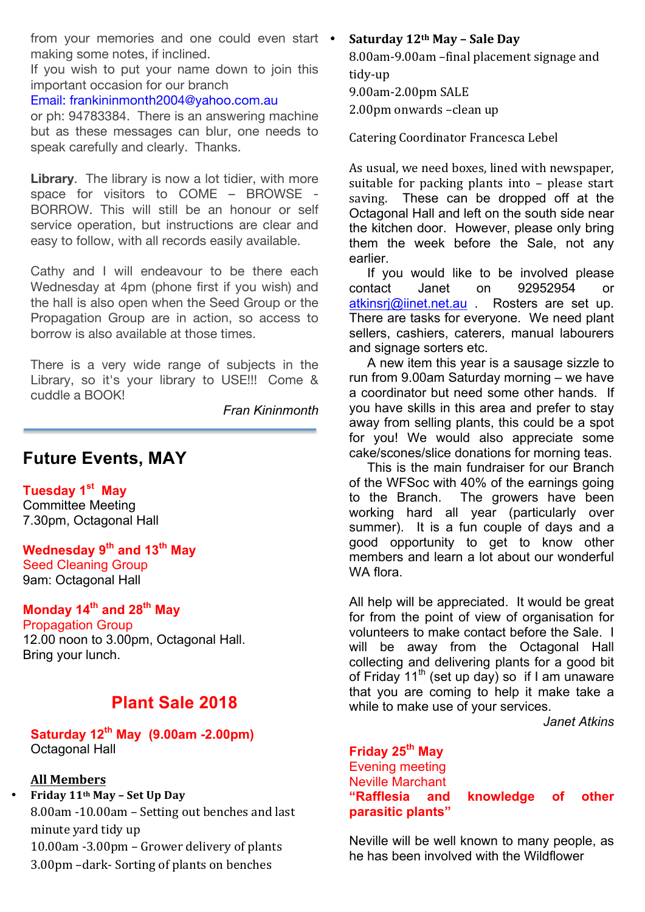from your memories and one could even start making some notes, if inclined.
If you wish to put your name down to join this important occasion for our branch
Email: frankininmonth2004@yahoo.com.au
or ph: 94783384. There is an answering machine but as these messages can blur, one needs to speak carefully and clearly. Thanks.

**Library**. The library is now a lot tidier, with more space for visitors to COME – BROWSE - BORROW. This will still be an honour or self service operation, but instructions are clear and easy to follow, with all records easily available.

Cathy and I will endeavour to be there each Wednesday at 4pm (phone first if you wish) and the hall is also open when the Seed Group or the Propagation Group are in action, so access to borrow is also available at those times.

There is a very wide range of subjects in the Library, so it's your library to USE!!! Come & cuddle a BOOK!

*Fran Kininmonth*

---

## Future Events, MAY

**Tuesday 1st May**
Committee Meeting
7.30pm, Octagonal Hall

**Wednesday 9th and 13th May**
Seed Cleaning Group
9am: Octagonal Hall

**Monday 14th and 28th May**
Propagation Group
12.00 noon to 3.00pm, Octagonal Hall.
Bring your lunch.

## Plant Sale 2018

**Saturday 12th May (9.00am -2.00pm)**
Octagonal Hall

**All Members**

- **Friday 11th May – Set Up Day**
  8.00am -10.00am – Setting out benches and last minute yard tidy up
  10.00am -3.00pm – Grower delivery of plants
  3.00pm –dark- Sorting of plants on benches
- **Saturday 12th May – Sale Day**
  8.00am-9.00am –final placement signage and tidy-up
  9.00am-2.00pm SALE
  2.00pm onwards –clean up

Catering Coordinator Francesca Lebel

As usual, we need boxes, lined with newspaper, suitable for packing plants into – please start saving. These can be dropped off at the Octagonal Hall and left on the south side near the kitchen door. However, please only bring them the week before the Sale, not any earlier.

If you would like to be involved please contact Janet on 92952954 or atkinsrj@iinet.net.au . Rosters are set up. There are tasks for everyone. We need plant sellers, cashiers, caterers, manual labourers and signage sorters etc.

A new item this year is a sausage sizzle to run from 9.00am Saturday morning – we have a coordinator but need some other hands. If you have skills in this area and prefer to stay away from selling plants, this could be a spot for you! We would also appreciate some cake/scones/slice donations for morning teas.

This is the main fundraiser for our Branch of the WFSoc with 40% of the earnings going to the Branch. The growers have been working hard all year (particularly over summer). It is a fun couple of days and a good opportunity to get to know other members and learn a lot about our wonderful WA flora.

All help will be appreciated. It would be great for from the point of view of organisation for volunteers to make contact before the Sale. I will be away from the Octagonal Hall collecting and delivering plants for a good bit of Friday 11th (set up day) so if I am unaware that you are coming to help it make take a while to make use of your services.

*Janet Atkins*

**Friday 25th May**
Evening meeting
Neville Marchant
**"Rafflesia and knowledge of other parasitic plants"**

Neville will be well known to many people, as he has been involved with the Wildflower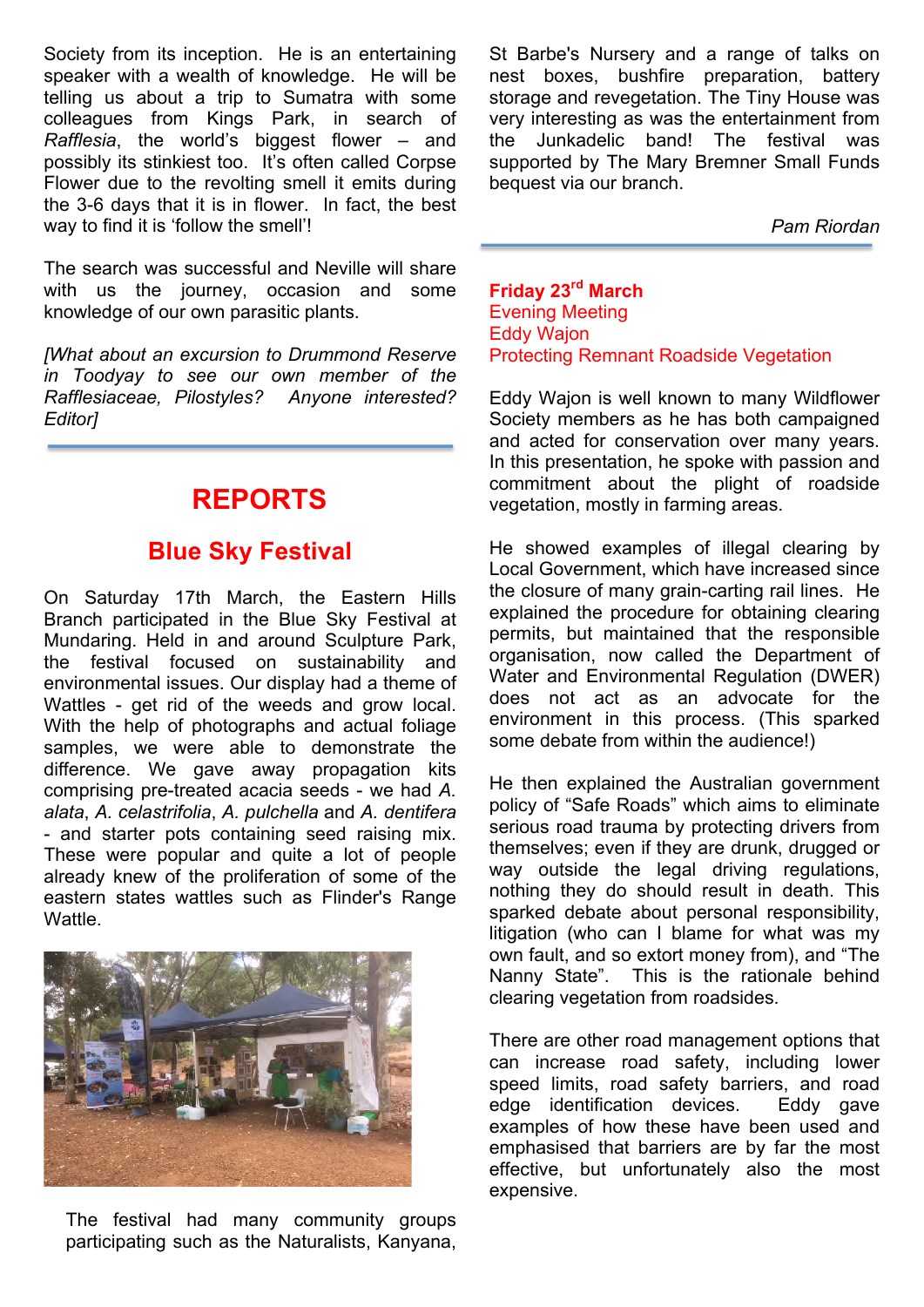Society from its inception. He is an entertaining speaker with a wealth of knowledge. He will be telling us about a trip to Sumatra with some colleagues from Kings Park, in search of *Rafflesia*, the world's biggest flower – and possibly its stinkiest too. It's often called Corpse Flower due to the revolting smell it emits during the 3-6 days that it is in flower. In fact, the best way to find it is 'follow the smell'!

The search was successful and Neville will share with us the journey, occasion and some knowledge of our own parasitic plants.

*[What about an excursion to Drummond Reserve in Toodyay to see our own member of the Rafflesiaceae, Pilostyles? Anyone interested? Editor]*

# REPORTS

## Blue Sky Festival

On Saturday 17th March, the Eastern Hills Branch participated in the Blue Sky Festival at Mundaring. Held in and around Sculpture Park, the festival focused on sustainability and environmental issues. Our display had a theme of Wattles - get rid of the weeds and grow local. With the help of photographs and actual foliage samples, we were able to demonstrate the difference. We gave away propagation kits comprising pre-treated acacia seeds - we had *A. alata*, *A. celastrifolia*, *A. pulchella* and *A. dentifera* - and starter pots containing seed raising mix. These were popular and quite a lot of people already knew of the proliferation of some of the eastern states wattles such as Flinder's Range Wattle.

The festival had many community groups participating such as the Naturalists, Kanyana, St Barbe's Nursery and a range of talks on nest boxes, bushfire preparation, battery storage and revegetation. The Tiny House was very interesting as was the entertainment from the Junkadelic band! The festival was supported by The Mary Bremner Small Funds bequest via our branch.

*Pam Riordan*

## Friday 23rd March
## Evening Meeting
## Eddy Wajon
## Protecting Remnant Roadside Vegetation

Eddy Wajon is well known to many Wildflower Society members as he has both campaigned and acted for conservation over many years. In this presentation, he spoke with passion and commitment about the plight of roadside vegetation, mostly in farming areas.

He showed examples of illegal clearing by Local Government, which have increased since the closure of many grain-carting rail lines. He explained the procedure for obtaining clearing permits, but maintained that the responsible organisation, now called the Department of Water and Environmental Regulation (DWER) does not act as an advocate for the environment in this process. (This sparked some debate from within the audience!)

He then explained the Australian government policy of "Safe Roads" which aims to eliminate serious road trauma by protecting drivers from themselves; even if they are drunk, drugged or way outside the legal driving regulations, nothing they do should result in death. This sparked debate about personal responsibility, litigation (who can I blame for what was my own fault, and so extort money from), and "The Nanny State". This is the rationale behind clearing vegetation from roadsides.

There are other road management options that can increase road safety, including lower speed limits, road safety barriers, and road edge identification devices. Eddy gave examples of how these have been used and emphasised that barriers are by far the most effective, but unfortunately also the most expensive.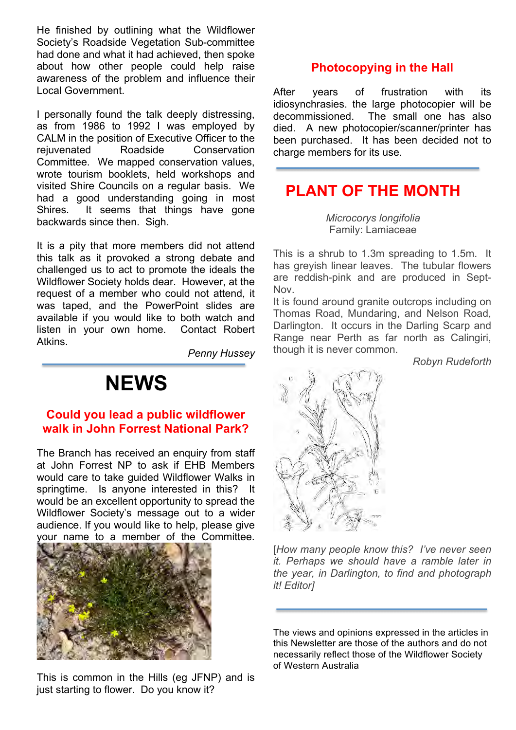He finished by outlining what the Wildflower Society's Roadside Vegetation Sub-committee had done and what it had achieved, then spoke about how other people could help raise awareness of the problem and influence their Local Government.

I personally found the talk deeply distressing, as from 1986 to 1992 I was employed by CALM in the position of Executive Officer to the rejuvenated Roadside Conservation Committee. We mapped conservation values, wrote tourism booklets, held workshops and visited Shire Councils on a regular basis. We had a good understanding going in most Shires. It seems that things have gone backwards since then. Sigh.

It is a pity that more members did not attend this talk as it provoked a strong debate and challenged us to act to promote the ideals the Wildflower Society holds dear. However, at the request of a member who could not attend, it was taped, and the PowerPoint slides are available if you would like to both watch and listen in your own home. Contact Robert Atkins.

*Penny Hussey*

# NEWS

## Could you lead a public wildflower walk in John Forrest National Park?

The Branch has received an enquiry from staff at John Forest NP to ask if EHB Members would care to take guided Wildflower Walks in springtime. Is anyone interested in this? It would be an excellent opportunity to spread the Wildflower Society's message out to a wider audience. If you would like to help, please give your name to a member of the Committee.

This is common in the Hills (eg JFNP) and is just starting to flower. Do you know it?

## Photocopying in the Hall

After years of frustration with its idiosyncrasies. the large photocopier will be decommissioned. The small one has also died. A new photocopier/scanner/printer has been purchased. It has been decided not to charge members for its use.

# PLANT OF THE MONTH

*Microcorys longifolia*
Family: Lamiaceae

This is a shrub to 1.3m spreading to 1.5m. It has greyish linear leaves. The tubular flowers are reddish-pink and are produced in Sept-Nov.
It is found around granite outcrops including on Thomas Road, Mundaring, and Nelson Road, Darlington. It occurs in the Darling Scarp and Range near Perth as far north as Calingiri, though it is never common.

*Robyn Rudeforth*

[*How many people know this? I've never seen it. Perhaps we should have a ramble later in the year, in Darlington, to find and photograph it! Editor*]

The views and opinions expressed in the articles in this Newsletter are those of the authors and do not necessarily reflect those of the Wildflower Society of Western Australia